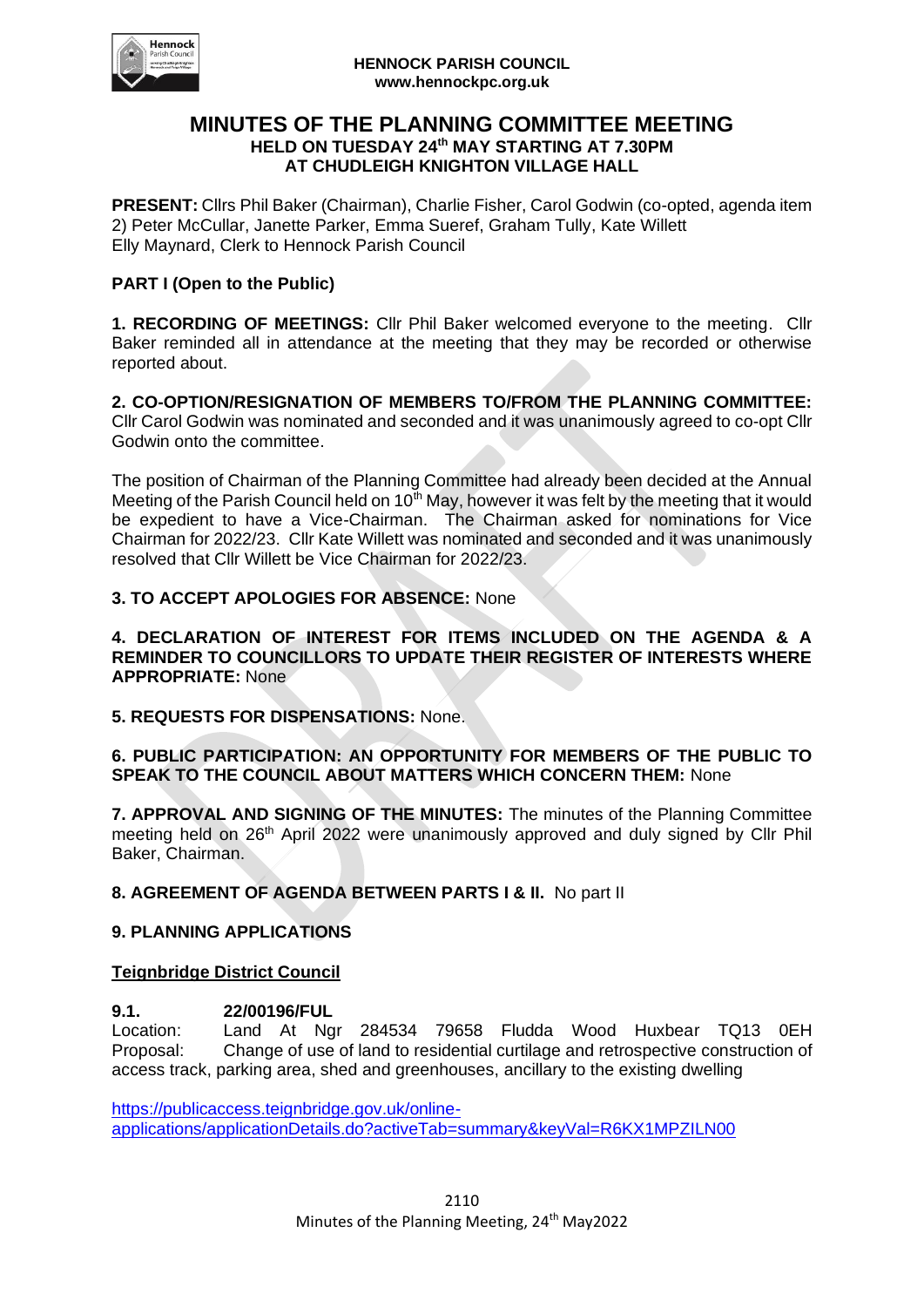**HENNOCK PARISH COUNCIL**
**www.hennockpc.org.uk**

# MINUTES OF THE PLANNING COMMITTEE MEETING
## HELD ON TUESDAY 24th MAY STARTING AT 7.30PM AT CHUDLEIGH KNIGHTON VILLAGE HALL

**PRESENT:** Cllrs Phil Baker (Chairman), Charlie Fisher, Carol Godwin (co-opted, agenda item 2) Peter McCullar, Janette Parker, Emma Sueref, Graham Tully, Kate Willett
Elly Maynard, Clerk to Hennock Parish Council

**PART I (Open to the Public)**

**1. RECORDING OF MEETINGS:** Cllr Phil Baker welcomed everyone to the meeting. Cllr Baker reminded all in attendance at the meeting that they may be recorded or otherwise reported about.

**2. CO-OPTION/RESIGNATION OF MEMBERS TO/FROM THE PLANNING COMMITTEE:** Cllr Carol Godwin was nominated and seconded and it was unanimously agreed to co-opt Cllr Godwin onto the committee.

The position of Chairman of the Planning Committee had already been decided at the Annual Meeting of the Parish Council held on 10th May, however it was felt by the meeting that it would be expedient to have a Vice-Chairman. The Chairman asked for nominations for Vice Chairman for 2022/23. Cllr Kate Willett was nominated and seconded and it was unanimously resolved that Cllr Willett be Vice Chairman for 2022/23.

**3. TO ACCEPT APOLOGIES FOR ABSENCE:** None

**4. DECLARATION OF INTEREST FOR ITEMS INCLUDED ON THE AGENDA & A REMINDER TO COUNCILLORS TO UPDATE THEIR REGISTER OF INTERESTS WHERE APPROPRIATE:** None

**5. REQUESTS FOR DISPENSATIONS:** None.

**6. PUBLIC PARTICIPATION: AN OPPORTUNITY FOR MEMBERS OF THE PUBLIC TO SPEAK TO THE COUNCIL ABOUT MATTERS WHICH CONCERN THEM:** None

**7. APPROVAL AND SIGNING OF THE MINUTES:** The minutes of the Planning Committee meeting held on 26th April 2022 were unanimously approved and duly signed by Cllr Phil Baker, Chairman.

**8. AGREEMENT OF AGENDA BETWEEN PARTS I & II.** No part II

**9. PLANNING APPLICATIONS**

**Teignbridge District Council**

**9.1. 22/00196/FUL**
Location: Land At Ngr 284534 79658 Fludda Wood Huxbear TQ13 0EH
Proposal: Change of use of land to residential curtilage and retrospective construction of access track, parking area, shed and greenhouses, ancillary to the existing dwelling

https://publicaccess.teignbridge.gov.uk/online-applications/applicationDetails.do?activeTab=summary&keyVal=R6KX1MPZILN00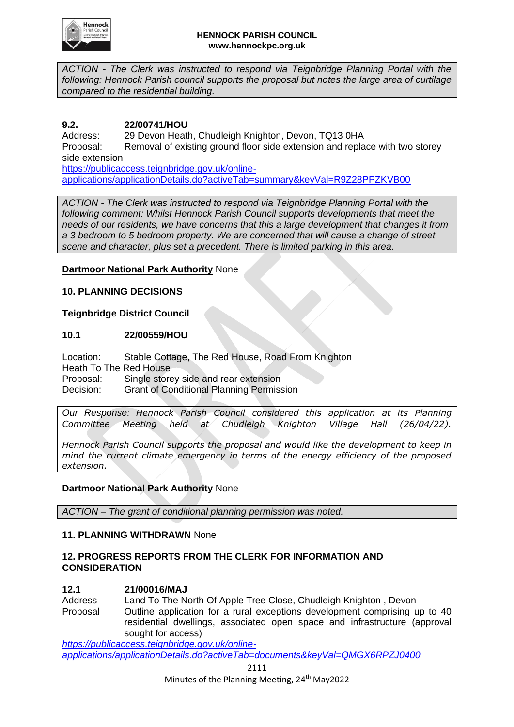*ACTION - The Clerk was instructed to respond via Teignbridge Planning Portal with the following: Hennock Parish council supports the proposal but notes the large area of curtilage compared to the residential building.*

**9.2. 22/00741/HOU**

Address: 29 Devon Heath, Chudleigh Knighton, Devon, TQ13 0HA

Proposal: Removal of existing ground floor side extension and replace with two storey side extension

https://publicaccess.teignbridge.gov.uk/online-applications/applicationDetails.do?activeTab=summary&keyVal=R9Z28PPZKVB00

*ACTION - The Clerk was instructed to respond via Teignbridge Planning Portal with the following comment: Whilst Hennock Parish Council supports developments that meet the needs of our residents, we have concerns that this a large development that changes it from a 3 bedroom to 5 bedroom property. We are concerned that will cause a change of street scene and character, plus set a precedent. There is limited parking in this area.*

**Dartmoor National Park Authority** None

**10. PLANNING DECISIONS**

**Teignbridge District Council**

**10.1 22/00559/HOU**

Location: Stable Cottage, The Red House, Road From Knighton Heath To The Red House

Proposal: Single storey side and rear extension

Decision: Grant of Conditional Planning Permission

*Our Response: Hennock Parish Council considered this application at its Planning Committee Meeting held at Chudleigh Knighton Village Hall (26/04/22).*

*Hennock Parish Council supports the proposal and would like the development to keep in mind the current climate emergency in terms of the energy efficiency of the proposed extension.*

**Dartmoor National Park Authority** None

*ACTION – The grant of conditional planning permission was noted.*

**11. PLANNING WITHDRAWN** None

**12. PROGRESS REPORTS FROM THE CLERK FOR INFORMATION AND CONSIDERATION**

**12.1 21/00016/MAJ**

Address: Land To The North Of Apple Tree Close, Chudleigh Knighton , Devon

Proposal: Outline application for a rural exceptions development comprising up to 40 residential dwellings, associated open space and infrastructure (approval sought for access)

*https://publicaccess.teignbridge.gov.uk/online-applications/applicationDetails.do?activeTab=documents&keyVal=QMGX6RPZJ0400*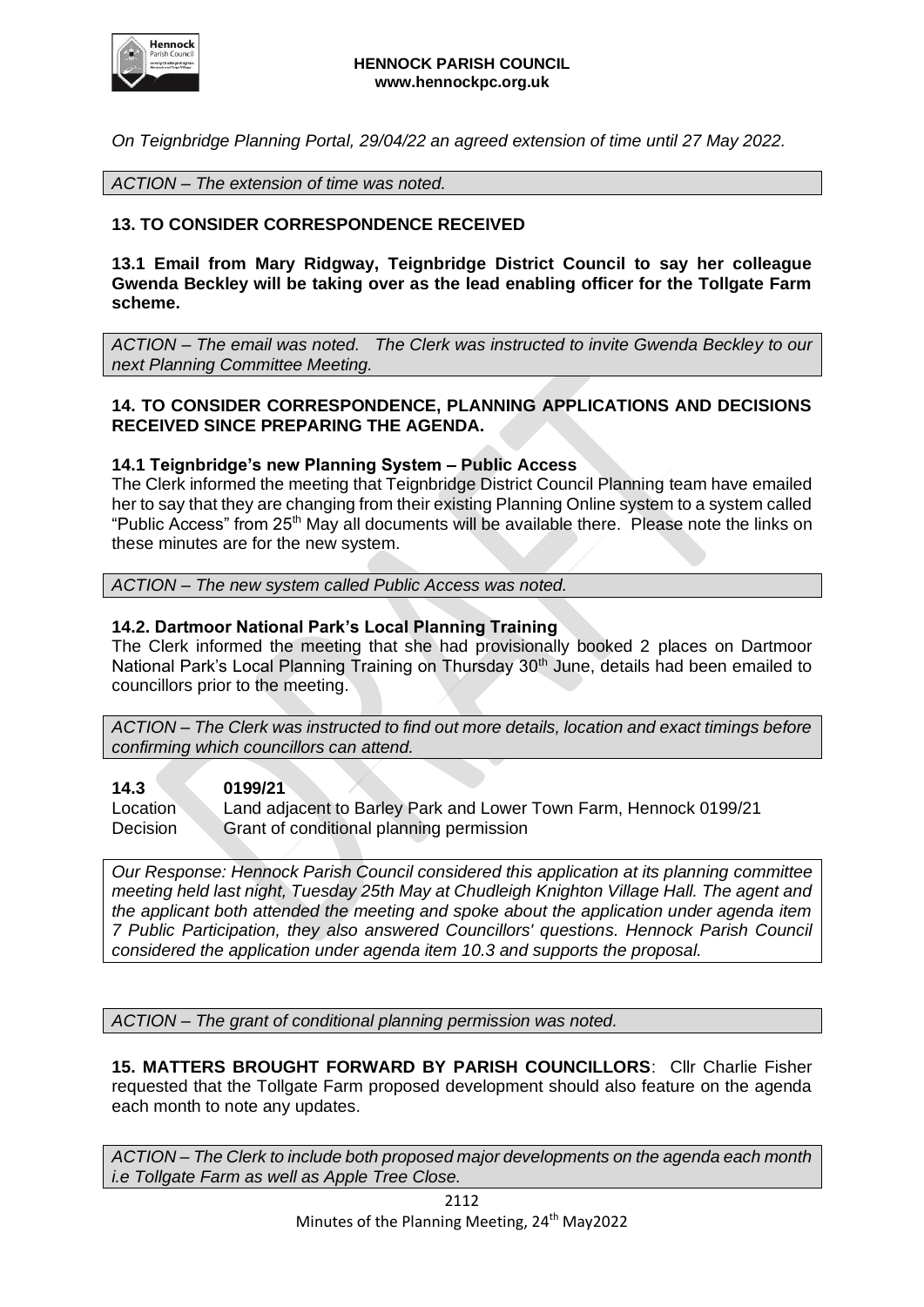*On Teignbridge Planning Portal, 29/04/22 an agreed extension of time until 27 May 2022.*

*ACTION – The extension of time was noted.*

**13. TO CONSIDER CORRESPONDENCE RECEIVED**

**13.1 Email from Mary Ridgway, Teignbridge District Council to say her colleague Gwenda Beckley will be taking over as the lead enabling officer for the Tollgate Farm scheme.**

*ACTION – The email was noted. The Clerk was instructed to invite Gwenda Beckley to our next Planning Committee Meeting.*

**14. TO CONSIDER CORRESPONDENCE, PLANNING APPLICATIONS AND DECISIONS RECEIVED SINCE PREPARING THE AGENDA.**

**14.1 Teignbridge's new Planning System – Public Access**

The Clerk informed the meeting that Teignbridge District Council Planning team have emailed her to say that they are changing from their existing Planning Online system to a system called "Public Access" from 25th May all documents will be available there. Please note the links on these minutes are for the new system.

*ACTION – The new system called Public Access was noted.*

**14.2. Dartmoor National Park's Local Planning Training**

The Clerk informed the meeting that she had provisionally booked 2 places on Dartmoor National Park's Local Planning Training on Thursday 30th June, details had been emailed to councillors prior to the meeting.

*ACTION – The Clerk was instructed to find out more details, location and exact timings before confirming which councillors can attend.*

**14.3** **0199/21**

Location Land adjacent to Barley Park and Lower Town Farm, Hennock 0199/21

Decision Grant of conditional planning permission

*Our Response: Hennock Parish Council considered this application at its planning committee meeting held last night, Tuesday 25th May at Chudleigh Knighton Village Hall. The agent and the applicant both attended the meeting and spoke about the application under agenda item 7 Public Participation, they also answered Councillors' questions. Hennock Parish Council considered the application under agenda item 10.3 and supports the proposal.*

*ACTION – The grant of conditional planning permission was noted.*

**15. MATTERS BROUGHT FORWARD BY PARISH COUNCILLORS**: Cllr Charlie Fisher requested that the Tollgate Farm proposed development should also feature on the agenda each month to note any updates.

*ACTION – The Clerk to include both proposed major developments on the agenda each month i.e Tollgate Farm as well as Apple Tree Close.*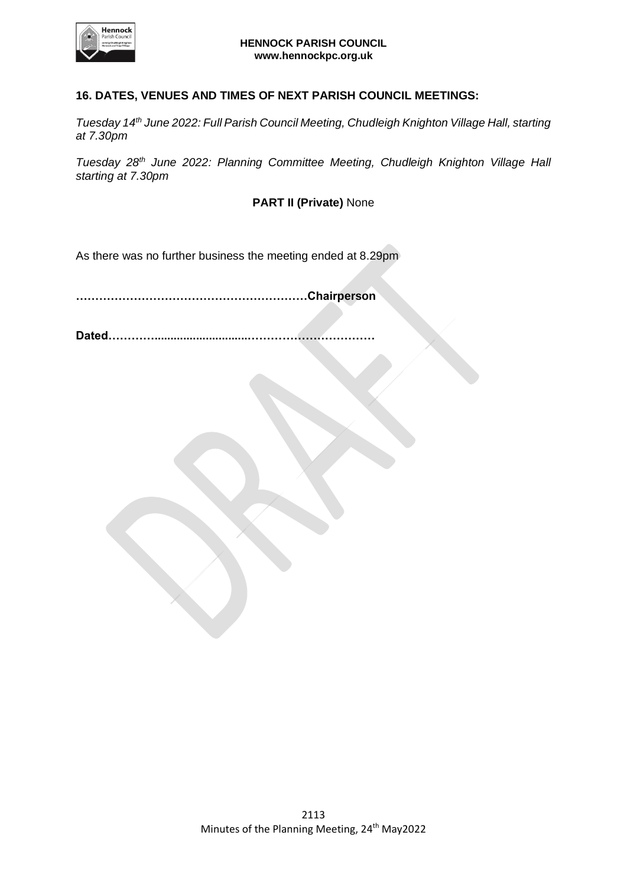### 16. DATES, VENUES AND TIMES OF NEXT PARISH COUNCIL MEETINGS:

*Tuesday 14th June 2022: Full Parish Council Meeting, Chudleigh Knighton Village Hall, starting at 7.30pm*

*Tuesday 28th June 2022: Planning Committee Meeting, Chudleigh Knighton Village Hall starting at 7.30pm*

**PART II (Private)** None

As there was no further business the meeting ended at 8.29pm

**……………………………………………………Chairperson**

**Dated…………..............................……………………………**